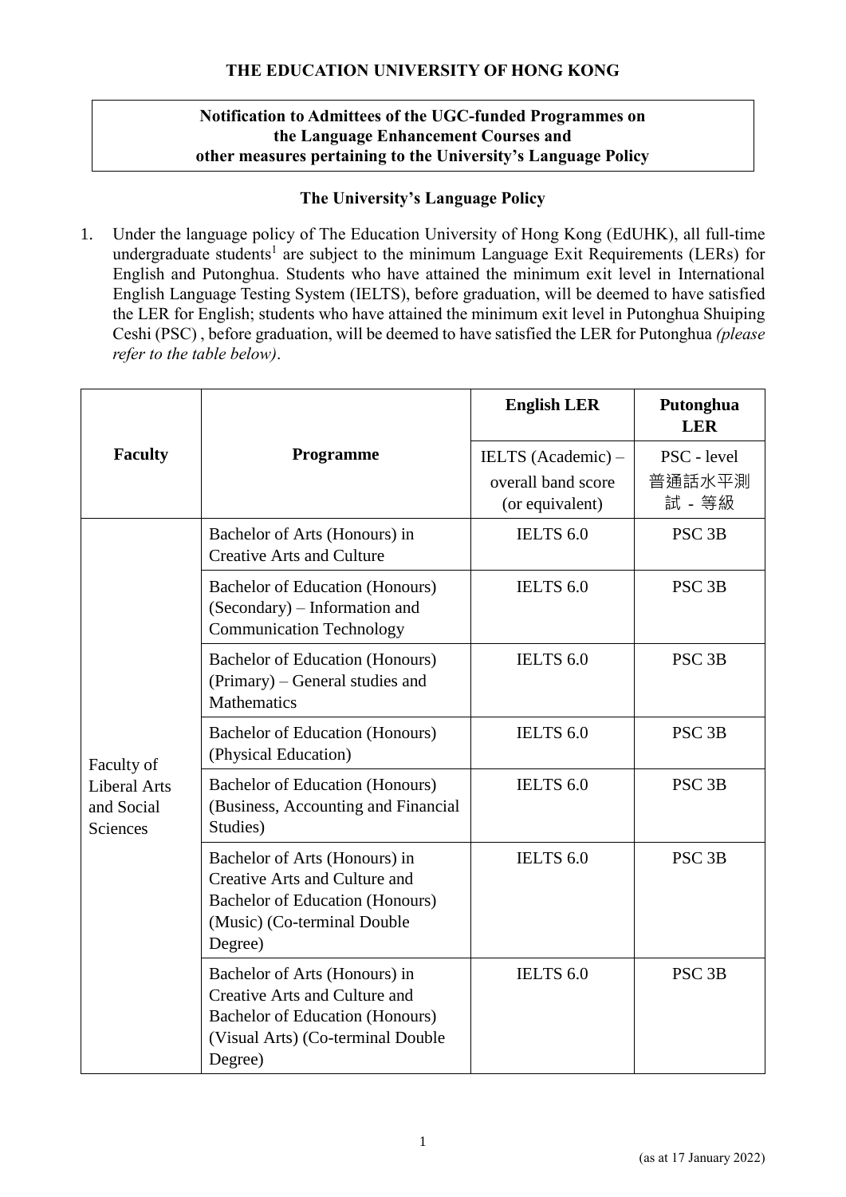# THE EDUCATION UNIVERSITY OF HONG KONG

**Notification to Admittees of the UGC-funded Programmes on the Language Enhancement Courses and other measures pertaining to the University's Language Policy**

## The University's Language Policy

1. Under the language policy of The Education University of Hong Kong (EdUHK), all full-time undergraduate students[1] are subject to the minimum Language Exit Requirements (LERs) for English and Putonghua. Students who have attained the minimum exit level in International English Language Testing System (IELTS), before graduation, will be deemed to have satisfied the LER for English; students who have attained the minimum exit level in Putonghua Shuiping Ceshi (PSC) , before graduation, will be deemed to have satisfied the LER for Putonghua *(please refer to the table below)*.

| Faculty | Programme | English LER | Putonghua LER |
|---|---|---|---|
| | | IELTS (Academic) – overall band score (or equivalent) | PSC - level 普通話水平測試 - 等級 |
| Faculty of Liberal Arts and Social Sciences | Bachelor of Arts (Honours) in Creative Arts and Culture | IELTS 6.0 | PSC 3B |
| | Bachelor of Education (Honours) (Secondary) – Information and Communication Technology | IELTS 6.0 | PSC 3B |
| | Bachelor of Education (Honours) (Primary) – General studies and Mathematics | IELTS 6.0 | PSC 3B |
| | Bachelor of Education (Honours) (Physical Education) | IELTS 6.0 | PSC 3B |
| | Bachelor of Education (Honours) (Business, Accounting and Financial Studies) | IELTS 6.0 | PSC 3B |
| | Bachelor of Arts (Honours) in Creative Arts and Culture and Bachelor of Education (Honours) (Music) (Co-terminal Double Degree) | IELTS 6.0 | PSC 3B |
| | Bachelor of Arts (Honours) in Creative Arts and Culture and Bachelor of Education (Honours) (Visual Arts) (Co-terminal Double Degree) | IELTS 6.0 | PSC 3B |

(as at 17 January 2022)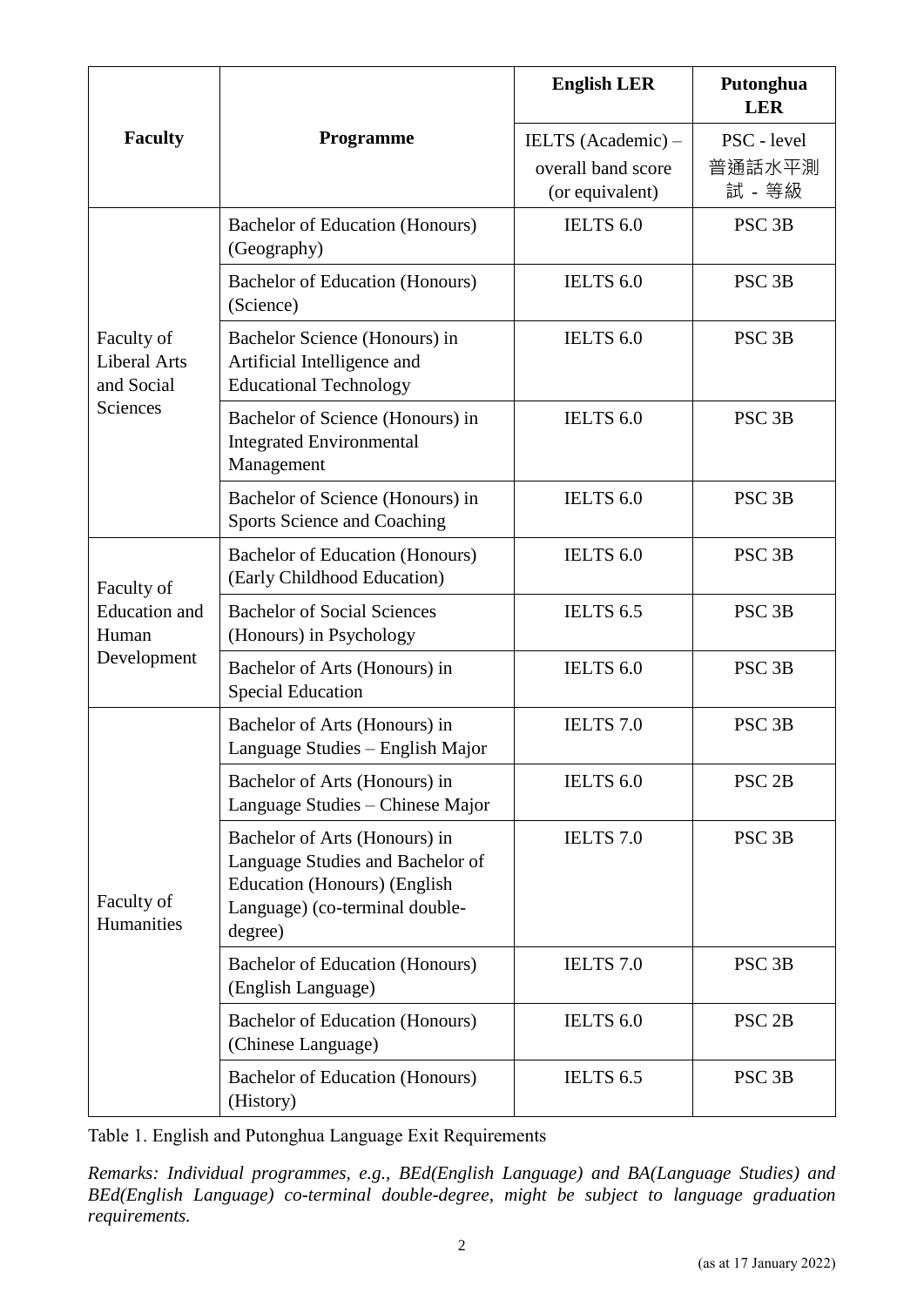| Faculty | Programme | English LER | Putonghua LER |
|---|---|---|---|
| | | IELTS (Academic) – overall band score (or equivalent) | PSC - level 普通話水平測試 - 等級 |
| Faculty of Liberal Arts and Social Sciences | Bachelor of Education (Honours) (Geography) | IELTS 6.0 | PSC 3B |
| | Bachelor of Education (Honours) (Science) | IELTS 6.0 | PSC 3B |
| | Bachelor Science (Honours) in Artificial Intelligence and Educational Technology | IELTS 6.0 | PSC 3B |
| | Bachelor of Science (Honours) in Integrated Environmental Management | IELTS 6.0 | PSC 3B |
| | Bachelor of Science (Honours) in Sports Science and Coaching | IELTS 6.0 | PSC 3B |
| Faculty of Education and Human Development | Bachelor of Education (Honours) (Early Childhood Education) | IELTS 6.0 | PSC 3B |
| | Bachelor of Social Sciences (Honours) in Psychology | IELTS 6.5 | PSC 3B |
| | Bachelor of Arts (Honours) in Special Education | IELTS 6.0 | PSC 3B |
| Faculty of Humanities | Bachelor of Arts (Honours) in Language Studies – English Major | IELTS 7.0 | PSC 3B |
| | Bachelor of Arts (Honours) in Language Studies – Chinese Major | IELTS 6.0 | PSC 2B |
| | Bachelor of Arts (Honours) in Language Studies and Bachelor of Education (Honours) (English Language) (co-terminal double-degree) | IELTS 7.0 | PSC 3B |
| | Bachelor of Education (Honours) (English Language) | IELTS 7.0 | PSC 3B |
| | Bachelor of Education (Honours) (Chinese Language) | IELTS 6.0 | PSC 2B |
| | Bachelor of Education (Honours) (History) | IELTS 6.5 | PSC 3B |

Table 1. English and Putonghua Language Exit Requirements

*Remarks: Individual programmes, e.g., BEd(English Language) and BA(Language Studies) and BEd(English Language) co-terminal double-degree, might be subject to language graduation requirements.*

(as at 17 January 2022)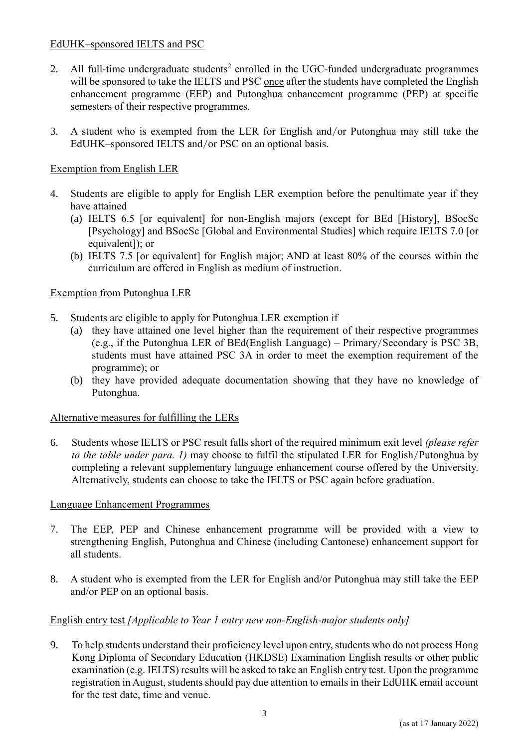EdUHK–sponsored IELTS and PSC

2. All full-time undergraduate students[2] enrolled in the UGC-funded undergraduate programmes will be sponsored to take the IELTS and PSC once after the students have completed the English enhancement programme (EEP) and Putonghua enhancement programme (PEP) at specific semesters of their respective programmes.

3. A student who is exempted from the LER for English and/or Putonghua may still take the EdUHK–sponsored IELTS and/or PSC on an optional basis.

Exemption from English LER

4. Students are eligible to apply for English LER exemption before the penultimate year if they have attained
   (a) IELTS 6.5 [or equivalent] for non-English majors (except for BEd [History], BSocSc [Psychology] and BSocSc [Global and Environmental Studies] which require IELTS 7.0 [or equivalent]); or
   (b) IELTS 7.5 [or equivalent] for English major; AND at least 80% of the courses within the curriculum are offered in English as medium of instruction.

Exemption from Putonghua LER

5. Students are eligible to apply for Putonghua LER exemption if
   (a) they have attained one level higher than the requirement of their respective programmes (e.g., if the Putonghua LER of BEd(English Language) – Primary/Secondary is PSC 3B, students must have attained PSC 3A in order to meet the exemption requirement of the programme); or
   (b) they have provided adequate documentation showing that they have no knowledge of Putonghua.

Alternative measures for fulfilling the LERs

6. Students whose IELTS or PSC result falls short of the required minimum exit level *(please refer to the table under para. 1)* may choose to fulfil the stipulated LER for English/Putonghua by completing a relevant supplementary language enhancement course offered by the University. Alternatively, students can choose to take the IELTS or PSC again before graduation.

Language Enhancement Programmes

7. The EEP, PEP and Chinese enhancement programme will be provided with a view to strengthening English, Putonghua and Chinese (including Cantonese) enhancement support for all students.

8. A student who is exempted from the LER for English and/or Putonghua may still take the EEP and/or PEP on an optional basis.

English entry test *[Applicable to Year 1 entry new non-English-major students only]*

9. To help students understand their proficiency level upon entry, students who do not process Hong Kong Diploma of Secondary Education (HKDSE) Examination English results or other public examination (e.g. IELTS) results will be asked to take an English entry test. Upon the programme registration in August, students should pay due attention to emails in their EdUHK email account for the test date, time and venue.

(as at 17 January 2022)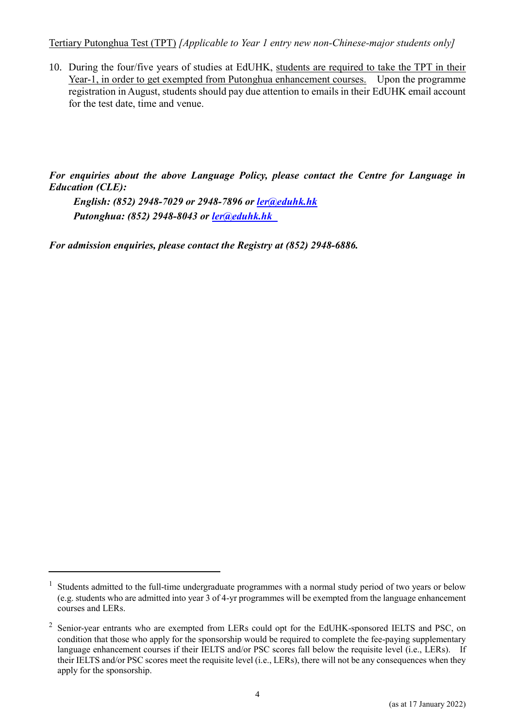Tertiary Putonghua Test (TPT) *[Applicable to Year 1 entry new non-Chinese-major students only]*

10. During the four/five years of studies at EdUHK, students are required to take the TPT in their Year-1, in order to get exempted from Putonghua enhancement courses. Upon the programme registration in August, students should pay due attention to emails in their EdUHK email account for the test date, time and venue.

***For enquiries about the above Language Policy, please contact the Centre for Language in Education (CLE):***

***English: (852) 2948-7029 or 2948-7896 or ler@eduhk.hk***
***Putonghua: (852) 2948-8043 or ler@eduhk.hk***

***For admission enquiries, please contact the Registry at (852) 2948-6886.***

---

[1] Students admitted to the full-time undergraduate programmes with a normal study period of two years or below (e.g. students who are admitted into year 3 of 4-yr programmes will be exempted from the language enhancement courses and LERs.

[2] Senior-year entrants who are exempted from LERs could opt for the EdUHK-sponsored IELTS and PSC, on condition that those who apply for the sponsorship would be required to complete the fee-paying supplementary language enhancement courses if their IELTS and/or PSC scores fall below the requisite level (i.e., LERs). If their IELTS and/or PSC scores meet the requisite level (i.e., LERs), there will not be any consequences when they apply for the sponsorship.

(as at 17 January 2022)